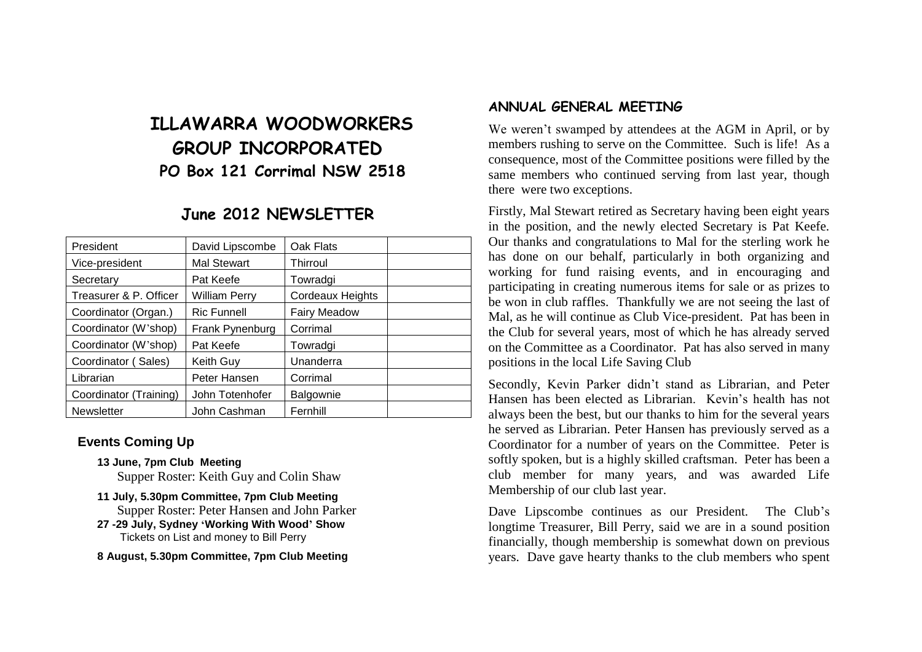# ILLAWARRA WOODWORKERS GROUP INCORPORATED

## PO Box 121 Corrimal NSW 2518

## June 2012 NEWSLETTER

| President | David Lipscombe | Oak Flats | |
|---|---|---|---|
| Vice-president | Mal Stewart | Thirroul | |
| Secretary | Pat Keefe | Towradgi | |
| Treasurer & P. Officer | William Perry | Cordeaux Heights | |
| Coordinator (Organ.) | Ric Funnell | Fairy Meadow | |
| Coordinator (W'shop) | Frank Pynenburg | Corrimal | |
| Coordinator (W'shop) | Pat Keefe | Towradgi | |
| Coordinator ( Sales) | Keith Guy | Unanderra | |
| Librarian | Peter Hansen | Corrimal | |
| Coordinator (Training) | John Totenhofer | Balgownie | |
| Newsletter | John Cashman | Fernhill | |

### Events Coming Up

**13 June, 7pm Club Meeting**
Supper Roster: Keith Guy and Colin Shaw

**11 July, 5.30pm Committee, 7pm Club Meeting**
Supper Roster: Peter Hansen and John Parker

**27 -29 July, Sydney 'Working With Wood' Show**
Tickets on List and money to Bill Perry

**8 August, 5.30pm Committee, 7pm Club Meeting**

### ANNUAL GENERAL MEETING

We weren't swamped by attendees at the AGM in April, or by members rushing to serve on the Committee. Such is life! As a consequence, most of the Committee positions were filled by the same members who continued serving from last year, though there were two exceptions.

Firstly, Mal Stewart retired as Secretary having been eight years in the position, and the newly elected Secretary is Pat Keefe. Our thanks and congratulations to Mal for the sterling work he has done on our behalf, particularly in both organizing and working for fund raising events, and in encouraging and participating in creating numerous items for sale or as prizes to be won in club raffles. Thankfully we are not seeing the last of Mal, as he will continue as Club Vice-president. Pat has been in the Club for several years, most of which he has already served on the Committee as a Coordinator. Pat has also served in many positions in the local Life Saving Club

Secondly, Kevin Parker didn't stand as Librarian, and Peter Hansen has been elected as Librarian. Kevin's health has not always been the best, but our thanks to him for the several years he served as Librarian. Peter Hansen has previously served as a Coordinator for a number of years on the Committee. Peter is softly spoken, but is a highly skilled craftsman. Peter has been a club member for many years, and was awarded Life Membership of our club last year.

Dave Lipscombe continues as our President. The Club's longtime Treasurer, Bill Perry, said we are in a sound position financially, though membership is somewhat down on previous years. Dave gave hearty thanks to the club members who spent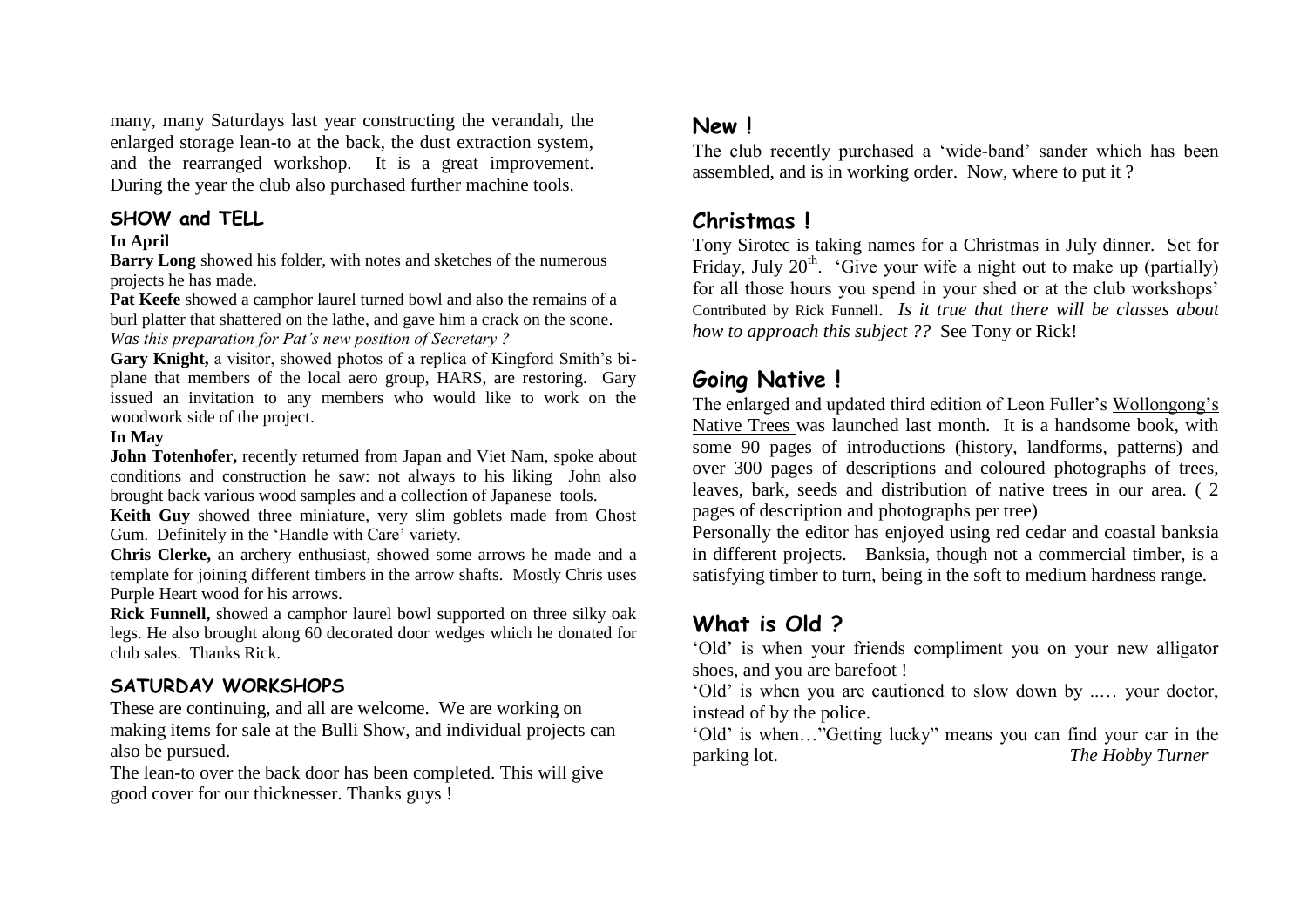many, many Saturdays last year constructing the verandah, the enlarged storage lean-to at the back, the dust extraction system, and the rearranged workshop. It is a great improvement. During the year the club also purchased further machine tools.

## SHOW and TELL

**In April**

**Barry Long** showed his folder, with notes and sketches of the numerous projects he has made.

**Pat Keefe** showed a camphor laurel turned bowl and also the remains of a burl platter that shattered on the lathe, and gave him a crack on the scone. *Was this preparation for Pat's new position of Secretary ?*

**Gary Knight,** a visitor, showed photos of a replica of Kingford Smith's bi-plane that members of the local aero group, HARS, are restoring. Gary issued an invitation to any members who would like to work on the woodwork side of the project.

**In May**

**John Totenhofer,** recently returned from Japan and Viet Nam, spoke about conditions and construction he saw: not always to his liking John also brought back various wood samples and a collection of Japanese tools.

**Keith Guy** showed three miniature, very slim goblets made from Ghost Gum. Definitely in the 'Handle with Care' variety.

**Chris Clerke,** an archery enthusiast, showed some arrows he made and a template for joining different timbers in the arrow shafts. Mostly Chris uses Purple Heart wood for his arrows.

**Rick Funnell,** showed a camphor laurel bowl supported on three silky oak legs. He also brought along 60 decorated door wedges which he donated for club sales. Thanks Rick.

## SATURDAY WORKSHOPS

These are continuing, and all are welcome. We are working on making items for sale at the Bulli Show, and individual projects can also be pursued.

The lean-to over the back door has been completed. This will give good cover for our thicknesser. Thanks guys !

## New !

The club recently purchased a 'wide-band' sander which has been assembled, and is in working order. Now, where to put it ?

## Christmas !

Tony Sirotec is taking names for a Christmas in July dinner. Set for Friday, July 20th. 'Give your wife a night out to make up (partially) for all those hours you spend in your shed or at the club workshops' Contributed by Rick Funnell. *Is it true that there will be classes about how to approach this subject ??* See Tony or Rick!

## Going Native !

The enlarged and updated third edition of Leon Fuller's Wollongong's Native Trees was launched last month. It is a handsome book, with some 90 pages of introductions (history, landforms, patterns) and over 300 pages of descriptions and coloured photographs of trees, leaves, bark, seeds and distribution of native trees in our area. ( 2 pages of description and photographs per tree)

Personally the editor has enjoyed using red cedar and coastal banksia in different projects. Banksia, though not a commercial timber, is a satisfying timber to turn, being in the soft to medium hardness range.

## What is Old ?

'Old' is when your friends compliment you on your new alligator shoes, and you are barefoot !

'Old' is when you are cautioned to slow down by ..… your doctor, instead of by the police.

'Old' is when…"Getting lucky" means you can find your car in the parking lot. *The Hobby Turner*